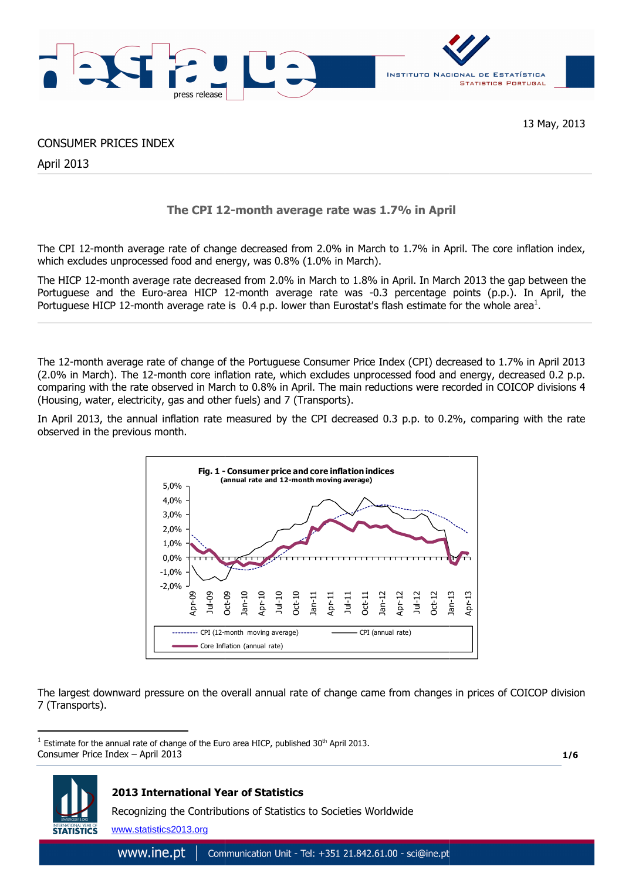13 May, 2013

CONSUMER PRICES INDEX

April 2013

## The CPI 12-month average rate was 1.7% in April

The CPI 12-month average rate of change decreased from 2.0% in March to 1.7% in April. The core inflation index, which excludes unprocessed food and energy, was 0.8% (1.0% in March).

The HICP 12-month average rate decreased from 2.0% in March to 1.8% in April. In March 2013 the gap between the Portuguese and the Euro-area HICP 12-month average rate was -0.3 percentage points (p.p.). In April, the Portuguese HICP 12-month average rate is 0.4 p.p. lower than Eurostat's flash estimate for the whole area[1].

---

The 12-month average rate of change of the Portuguese Consumer Price Index (CPI) decreased to 1.7% in April 2013 (2.0% in March). The 12-month core inflation rate, which excludes unprocessed food and energy, decreased 0.2 p.p. comparing with the rate observed in March to 0.8% in April. The main reductions were recorded in COICOP divisions 4 (Housing, water, electricity, gas and other fuels) and 7 (Transports).

In April 2013, the annual inflation rate measured by the CPI decreased 0.3 p.p. to 0.2%, comparing with the rate observed in the previous month.

**Fig. 1 - Consumer price and core inflation indices**
**(annual rate and 12-month moving average)**

The largest downward pressure on the overall annual rate of change came from changes in prices of COICOP division 7 (Transports).

[1] Estimate for the annual rate of change of the Euro area HICP, published 30th April 2013.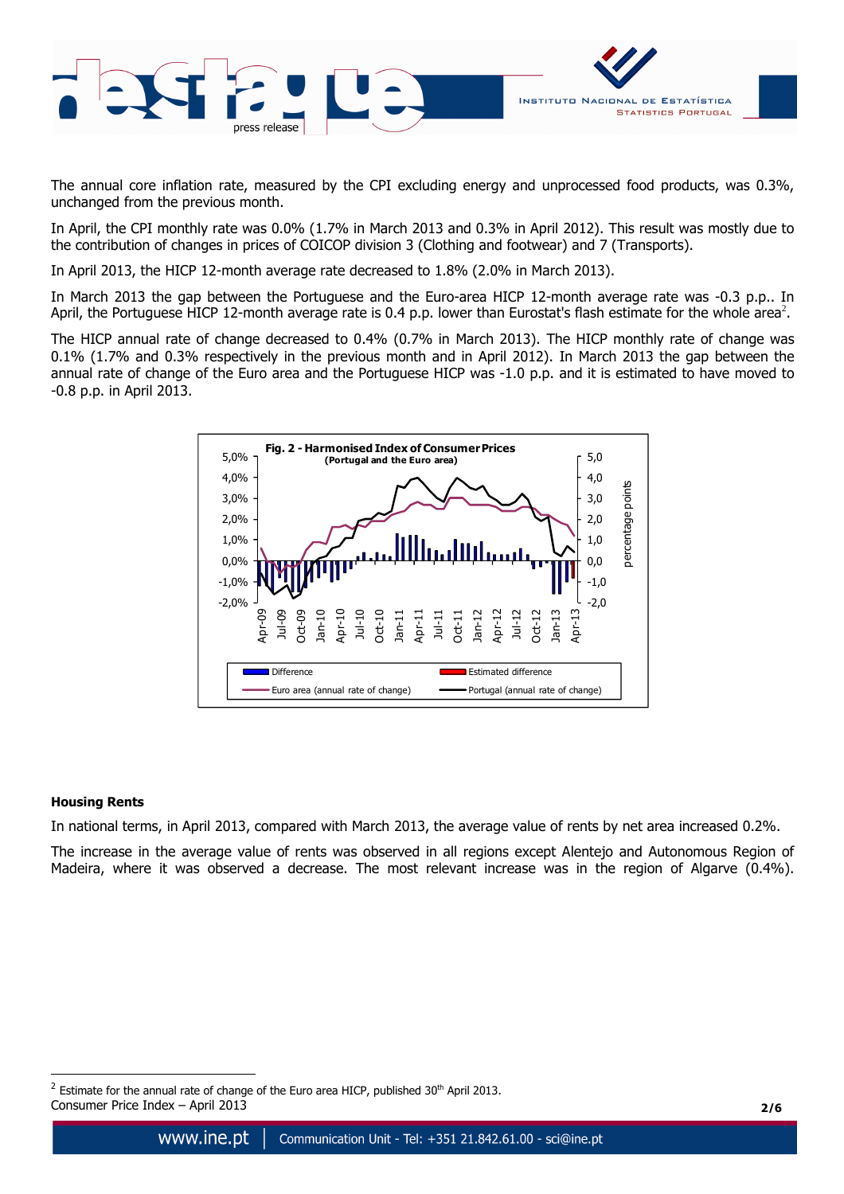The annual core inflation rate, measured by the CPI excluding energy and unprocessed food products, was 0.3%, unchanged from the previous month.

In April, the CPI monthly rate was 0.0% (1.7% in March 2013 and 0.3% in April 2012). This result was mostly due to the contribution of changes in prices of COICOP division 3 (Clothing and footwear) and 7 (Transports).

In April 2013, the HICP 12-month average rate decreased to 1.8% (2.0% in March 2013).

In March 2013 the gap between the Portuguese and the Euro-area HICP 12-month average rate was -0.3 p.p.. In April, the Portuguese HICP 12-month average rate is 0.4 p.p. lower than Eurostat's flash estimate for the whole area[2].

The HICP annual rate of change decreased to 0.4% (0.7% in March 2013). The HICP monthly rate of change was 0.1% (1.7% and 0.3% respectively in the previous month and in April 2012). In March 2013 the gap between the annual rate of change of the Euro area and the Portuguese HICP was -1.0 p.p. and it is estimated to have moved to -0.8 p.p. in April 2013.

**Fig. 2 - Harmonised Index of Consumer Prices (Portugal and the Euro area)**

### Housing Rents

In national terms, in April 2013, compared with March 2013, the average value of rents by net area increased 0.2%.

The increase in the average value of rents was observed in all regions except Alentejo and Autonomous Region of Madeira, where it was observed a decrease. The most relevant increase was in the region of Algarve (0.4%).

---

[2] Estimate for the annual rate of change of the Euro area HICP, published 30th April 2013.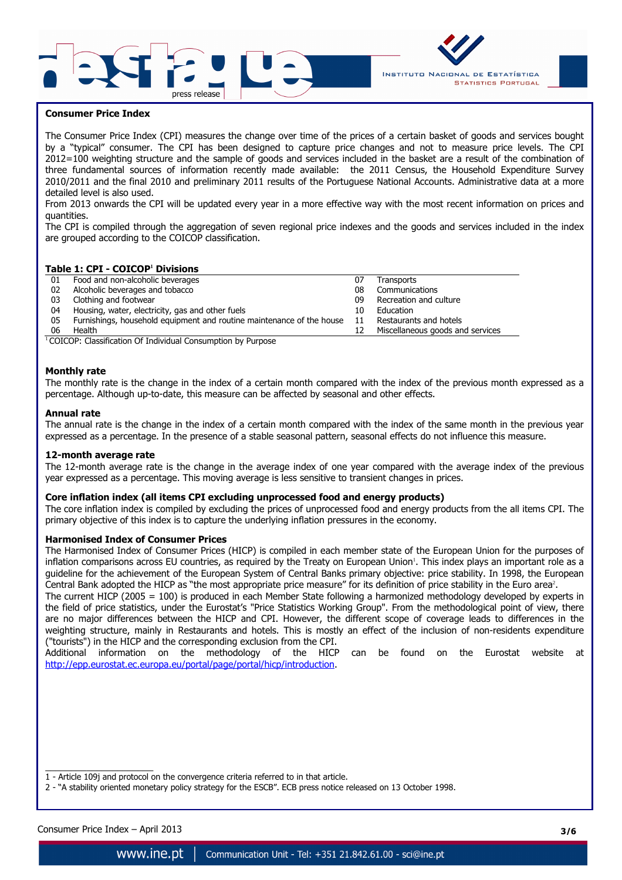## Consumer Price Index

The Consumer Price Index (CPI) measures the change over time of the prices of a certain basket of goods and services bought by a "typical" consumer. The CPI has been designed to capture price changes and not to measure price levels. The CPI 2012=100 weighting structure and the sample of goods and services included in the basket are a result of the combination of three fundamental sources of information recently made available: the 2011 Census, the Household Expenditure Survey 2010/2011 and the final 2010 and preliminary 2011 results of the Portuguese National Accounts. Administrative data at a more detailed level is also used.

From 2013 onwards the CPI will be updated every year in a more effective way with the most recent information on prices and quantities.

The CPI is compiled through the aggregation of seven regional price indexes and the goods and services included in the index are grouped according to the COICOP classification.

**Table 1: CPI - COICOP[1] Divisions**

| | | | |
|---|---|---|---|
| 01 | Food and non-alcoholic beverages | 07 | Transports |
| 02 | Alcoholic beverages and tobacco | 08 | Communications |
| 03 | Clothing and footwear | 09 | Recreation and culture |
| 04 | Housing, water, electricity, gas and other fuels | 10 | Education |
| 05 | Furnishings, household equipment and routine maintenance of the house | 11 | Restaurants and hotels |
| 06 | Health | 12 | Miscellaneous goods and services |

[1] COICOP: Classification Of Individual Consumption by Purpose

### Monthly rate

The monthly rate is the change in the index of a certain month compared with the index of the previous month expressed as a percentage. Although up-to-date, this measure can be affected by seasonal and other effects.

### Annual rate

The annual rate is the change in the index of a certain month compared with the index of the same month in the previous year expressed as a percentage. In the presence of a stable seasonal pattern, seasonal effects do not influence this measure.

### 12-month average rate

The 12-month average rate is the change in the average index of one year compared with the average index of the previous year expressed as a percentage. This moving average is less sensitive to transient changes in prices.

### Core inflation index (all items CPI excluding unprocessed food and energy products)

The core inflation index is compiled by excluding the prices of unprocessed food and energy products from the all items CPI. The primary objective of this index is to capture the underlying inflation pressures in the economy.

### Harmonised Index of Consumer Prices

The Harmonised Index of Consumer Prices (HICP) is compiled in each member state of the European Union for the purposes of inflation comparisons across EU countries, as required by the Treaty on European Union[1]. This index plays an important role as a guideline for the achievement of the European System of Central Banks primary objective: price stability. In 1998, the European Central Bank adopted the HICP as "the most appropriate price measure" for its definition of price stability in the Euro area[2].

The current HICP (2005 = 100) is produced in each Member State following a harmonized methodology developed by experts in the field of price statistics, under the Eurostat's "Price Statistics Working Group". From the methodological point of view, there are no major differences between the HICP and CPI. However, the different scope of coverage leads to differences in the weighting structure, mainly in Restaurants and hotels. This is mostly an effect of the inclusion of non-residents expenditure ("tourists") in the HICP and the corresponding exclusion from the CPI.

Additional information on the methodology of the HICP can be found on the Eurostat website at http://epp.eurostat.ec.europa.eu/portal/page/portal/hicp/introduction.

---

1 - Article 109j and protocol on the convergence criteria referred to in that article.

2 - "A stability oriented monetary policy strategy for the ESCB". ECB press notice released on 13 October 1998.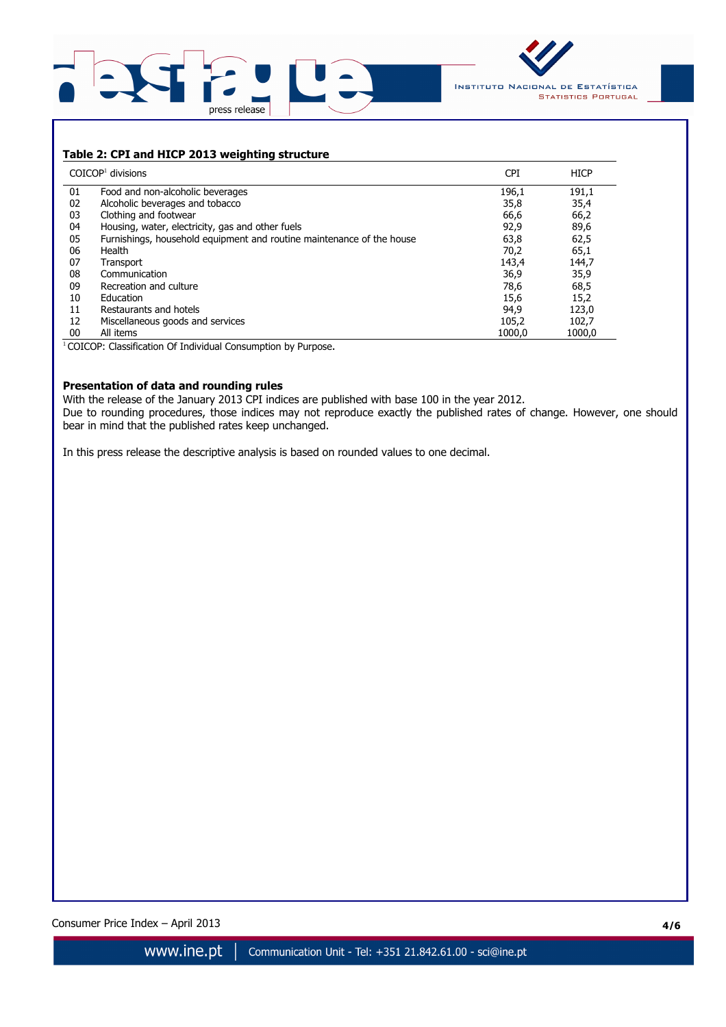### Table 2: CPI and HICP 2013 weighting structure

| | COICOP[1] divisions | CPI | HICP |
|---|---|---|---|
| 01 | Food and non-alcoholic beverages | 196,1 | 191,1 |
| 02 | Alcoholic beverages and tobacco | 35,8 | 35,4 |
| 03 | Clothing and footwear | 66,6 | 66,2 |
| 04 | Housing, water, electricity, gas and other fuels | 92,9 | 89,6 |
| 05 | Furnishings, household equipment and routine maintenance of the house | 63,8 | 62,5 |
| 06 | Health | 70,2 | 65,1 |
| 07 | Transport | 143,4 | 144,7 |
| 08 | Communication | 36,9 | 35,9 |
| 09 | Recreation and culture | 78,6 | 68,5 |
| 10 | Education | 15,6 | 15,2 |
| 11 | Restaurants and hotels | 94,9 | 123,0 |
| 12 | Miscellaneous goods and services | 105,2 | 102,7 |
| 00 | All items | 1000,0 | 1000,0 |

[1] COICOP: Classification Of Individual Consumption by Purpose.

**Presentation of data and rounding rules**

With the release of the January 2013 CPI indices are published with base 100 in the year 2012.

Due to rounding procedures, those indices may not reproduce exactly the published rates of change. However, one should bear in mind that the published rates keep unchanged.

In this press release the descriptive analysis is based on rounded values to one decimal.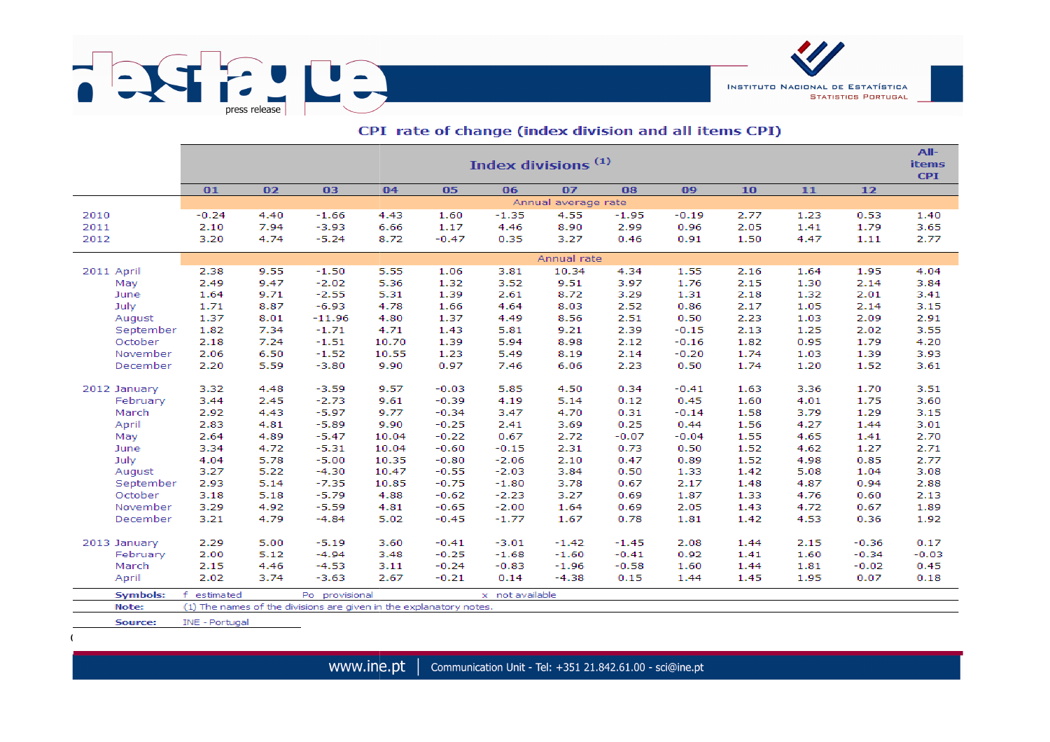## CPI rate of change (index division and all items CPI)

| | Index divisions (1) | | | | | | | | | | | | All-items CPI |
|---|---|---|---|---|---|---|---|---|---|---|---|---|---|
| | 01 | 02 | 03 | 04 | 05 | 06 | 07 | 08 | 09 | 10 | 11 | 12 | |
| | **Annual average rate** | | | | | | | | | | | | |
| 2010 | -0.24 | 4.40 | -1.66 | 4.43 | 1.60 | -1.35 | 4.55 | -1.95 | -0.19 | 2.77 | 1.23 | 0.53 | 1.40 |
| 2011 | 2.10 | 7.94 | -3.93 | 6.66 | 1.17 | 4.46 | 8.90 | 2.99 | 0.96 | 2.05 | 1.41 | 1.79 | 3.65 |
| 2012 | 3.20 | 4.74 | -5.24 | 8.72 | -0.47 | 0.35 | 3.27 | 0.46 | 0.91 | 1.50 | 4.47 | 1.11 | 2.77 |
| | **Annual rate** | | | | | | | | | | | | |
| 2011 April | 2.38 | 9.55 | -1.50 | 5.55 | 1.06 | 3.81 | 10.34 | 4.34 | 1.55 | 2.16 | 1.64 | 1.95 | 4.04 |
| May | 2.49 | 9.47 | -2.02 | 5.36 | 1.32 | 3.52 | 9.51 | 3.97 | 1.76 | 2.15 | 1.30 | 2.14 | 3.84 |
| June | 1.64 | 9.71 | -2.55 | 5.31 | 1.39 | 2.61 | 8.72 | 3.29 | 1.31 | 2.18 | 1.32 | 2.01 | 3.41 |
| July | 1.71 | 8.87 | -6.93 | 4.78 | 1.66 | 4.64 | 8.03 | 2.52 | 0.86 | 2.17 | 1.05 | 2.14 | 3.15 |
| August | 1.37 | 8.01 | -11.96 | 4.80 | 1.37 | 4.49 | 8.56 | 2.51 | 0.50 | 2.23 | 1.03 | 2.09 | 2.91 |
| September | 1.82 | 7.34 | -1.71 | 4.71 | 1.43 | 5.81 | 9.21 | 2.39 | -0.15 | 2.13 | 1.25 | 2.02 | 3.55 |
| October | 2.18 | 7.24 | -1.51 | 10.70 | 1.39 | 5.94 | 8.98 | 2.12 | -0.16 | 1.82 | 0.95 | 1.79 | 4.20 |
| November | 2.06 | 6.50 | -1.52 | 10.55 | 1.23 | 5.49 | 8.19 | 2.14 | -0.20 | 1.74 | 1.03 | 1.39 | 3.93 |
| December | 2.20 | 5.59 | -3.80 | 9.90 | 0.97 | 7.46 | 6.06 | 2.23 | 0.50 | 1.74 | 1.20 | 1.52 | 3.61 |
| 2012 January | 3.32 | 4.48 | -3.59 | 9.57 | -0.03 | 5.85 | 4.50 | 0.34 | -0.41 | 1.63 | 3.36 | 1.70 | 3.51 |
| February | 3.44 | 2.45 | -2.73 | 9.61 | -0.39 | 4.19 | 5.14 | 0.12 | 0.45 | 1.60 | 4.01 | 1.75 | 3.60 |
| March | 2.92 | 4.43 | -5.97 | 9.77 | -0.34 | 3.47 | 4.70 | 0.31 | -0.14 | 1.58 | 3.79 | 1.29 | 3.15 |
| April | 2.83 | 4.81 | -5.89 | 9.90 | -0.25 | 2.41 | 3.69 | 0.25 | 0.44 | 1.56 | 4.27 | 1.44 | 3.01 |
| May | 2.64 | 4.89 | -5.47 | 10.04 | -0.22 | 0.67 | 2.72 | -0.07 | -0.04 | 1.55 | 4.65 | 1.41 | 2.70 |
| June | 3.34 | 4.72 | -5.31 | 10.04 | -0.60 | -0.15 | 2.31 | 0.73 | 0.50 | 1.52 | 4.62 | 1.27 | 2.71 |
| July | 4.04 | 5.78 | -5.00 | 10.35 | -0.80 | -2.06 | 2.10 | 0.47 | 0.89 | 1.52 | 4.98 | 0.85 | 2.77 |
| August | 3.27 | 5.22 | -4.30 | 10.47 | -0.55 | -2.03 | 3.84 | 0.50 | 1.33 | 1.42 | 5.08 | 1.04 | 3.08 |
| September | 2.93 | 5.14 | -7.35 | 10.85 | -0.75 | -1.80 | 3.78 | 0.67 | 2.17 | 1.48 | 4.87 | 0.94 | 2.88 |
| October | 3.18 | 5.18 | -5.79 | 4.88 | -0.62 | -2.23 | 3.27 | 0.69 | 1.87 | 1.33 | 4.76 | 0.60 | 2.13 |
| November | 3.29 | 4.92 | -5.59 | 4.81 | -0.65 | -2.00 | 1.64 | 0.69 | 2.05 | 1.43 | 4.72 | 0.67 | 1.89 |
| December | 3.21 | 4.79 | -4.84 | 5.02 | -0.45 | -1.77 | 1.67 | 0.78 | 1.81 | 1.42 | 4.53 | 0.36 | 1.92 |
| 2013 January | 2.29 | 5.00 | -5.19 | 3.60 | -0.41 | -3.01 | -1.42 | -1.45 | 2.08 | 1.44 | 2.15 | -0.36 | 0.17 |
| February | 2.00 | 5.12 | -4.94 | 3.48 | -0.25 | -1.68 | -1.60 | -0.41 | 0.92 | 1.41 | 1.60 | -0.34 | -0.03 |
| March | 2.15 | 4.46 | -4.53 | 3.11 | -0.24 | -0.83 | -1.96 | -0.58 | 1.60 | 1.44 | 1.81 | -0.02 | 0.45 |
| April | 2.02 | 3.74 | -3.63 | 2.67 | -0.21 | 0.14 | -4.38 | 0.15 | 1.44 | 1.45 | 1.95 | 0.07 | 0.18 |

**Symbols:** f estimated Po provisional x not available

**Note:** (1) The names of the divisions are given in the explanatory notes.

**Source:** INE - Portugal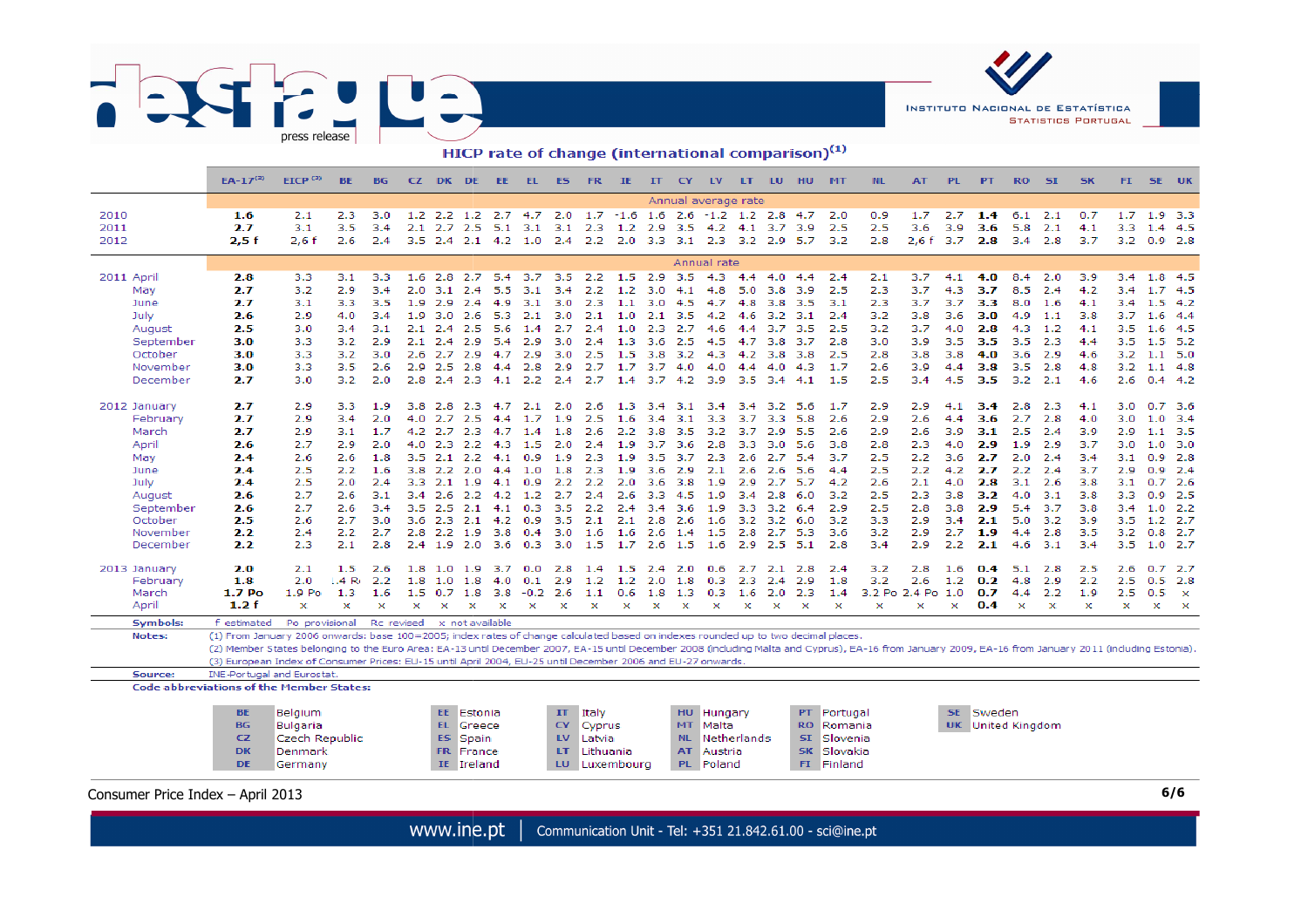## HICP rate of change (international comparison)(1)

| | EA-17(2) | EICP(3) | BE | BG | CZ | DK | DE | EE | EL | ES | FR | IE | IT | CY | LV | LT | LU | HU | MT | NL | AT | PL | PT | RO | SI | SK | FI | SE | UK |
|---|---|---|---|---|---|---|---|---|---|---|---|---|---|---|---|---|---|---|---|---|---|---|---|---|---|---|---|---|---|
| | Annual average rate | | | | | | | | | | | | | | | | | | | | | | | | | | | | |
| 2010 | **1.6** | 2.1 | 2.3 | 3.0 | 1.2 | 2.2 | 1.2 | 2.7 | 4.7 | 2.0 | 1.7 | -1.6 | 1.6 | 2.6 | -1.2 | 1.2 | 2.8 | 4.7 | 2.0 | 0.9 | 1.7 | 2.7 | **1.4** | 6.1 | 2.1 | 0.7 | 1.7 | 1.9 | 3.3 |
| 2011 | **2.7** | 3.1 | 3.5 | 3.4 | 2.1 | 2.7 | 2.5 | 5.1 | 3.1 | 3.1 | 2.3 | 1.2 | 2.9 | 3.5 | 4.2 | 4.1 | 3.7 | 3.9 | 2.5 | 2.5 | 3.6 | 3.9 | **3.6** | 5.8 | 2.1 | 4.1 | 3.3 | 1.4 | 4.5 |
| 2012 | **2,5 f** | 2,6 f | 2.6 | 2.4 | 3.5 | 2.4 | 2.1 | 4.2 | 1.0 | 2.4 | 2.2 | 2.0 | 3.3 | 3.1 | 2.3 | 3.2 | 2.9 | 5.7 | 3.2 | 2.8 | 2,6 f | 3.7 | **2.8** | 3.4 | 2.8 | 3.7 | 3.2 | 0.9 | 2.8 |
| | Annual rate | | | | | | | | | | | | | | | | | | | | | | | | | | | | |
| 2011 April | **2.8** | 3.3 | 3.1 | 3.3 | 1.6 | 2.8 | 2.7 | 5.4 | 3.7 | 3.5 | 2.2 | 1.5 | 2.9 | 3.5 | 4.3 | 4.4 | 4.0 | 4.4 | 2.4 | 2.1 | 3.7 | 4.1 | **4.0** | 8.4 | 2.0 | 3.9 | 3.4 | 1.8 | 4.5 |
| May | **2.7** | 3.2 | 2.9 | 3.4 | 2.0 | 3.1 | 2.4 | 5.5 | 3.1 | 3.4 | 2.2 | 1.2 | 3.0 | 4.1 | 4.8 | 5.0 | 3.8 | 3.9 | 2.5 | 2.3 | 3.7 | 4.3 | **3.7** | 8.5 | 2.4 | 4.2 | 3.4 | 1.7 | 4.5 |
| June | **2.7** | 3.1 | 3.3 | 3.5 | 1.9 | 2.9 | 2.4 | 4.9 | 3.1 | 3.0 | 2.3 | 1.1 | 3.0 | 4.5 | 4.7 | 4.8 | 3.8 | 3.5 | 3.1 | 2.3 | 3.7 | 3.7 | **3.3** | 8.0 | 1.6 | 4.1 | 3.4 | 1.5 | 4.2 |
| July | **2.6** | 2.9 | 4.0 | 3.4 | 1.9 | 3.0 | 2.6 | 5.3 | 2.1 | 3.0 | 2.1 | 1.0 | 2.1 | 3.5 | 4.2 | 4.6 | 3.2 | 3.1 | 2.4 | 3.2 | 3.8 | 3.6 | **3.0** | 4.9 | 1.1 | 3.8 | 3.7 | 1.6 | 4.4 |
| August | **2.5** | 3.0 | 3.4 | 3.1 | 2.1 | 2.4 | 2.5 | 5.6 | 1.4 | 2.7 | 2.4 | 1.0 | 2.3 | 2.7 | 4.6 | 4.4 | 3.7 | 3.5 | 2.5 | 3.2 | 3.7 | 4.0 | **2.8** | 4.3 | 1.2 | 4.1 | 3.5 | 1.6 | 4.5 |
| September | **3.0** | 3.3 | 3.2 | 2.9 | 2.1 | 2.4 | 2.9 | 5.4 | 2.9 | 3.0 | 2.4 | 1.3 | 3.6 | 2.5 | 4.5 | 4.7 | 3.8 | 3.7 | 2.8 | 3.0 | 3.9 | 3.5 | **3.5** | 3.5 | 2.3 | 4.4 | 3.5 | 1.5 | 5.2 |
| October | **3.0** | 3.3 | 3.2 | 3.0 | 2.6 | 2.7 | 2.9 | 4.7 | 2.9 | 3.0 | 2.5 | 1.5 | 3.8 | 3.2 | 4.3 | 4.2 | 3.8 | 3.8 | 2.5 | 2.8 | 3.8 | 3.8 | **4.0** | 3.6 | 2.9 | 4.6 | 3.2 | 1.1 | 5.0 |
| November | **3.0** | 3.3 | 3.5 | 2.6 | 2.9 | 2.5 | 2.8 | 4.4 | 2.8 | 2.9 | 2.7 | 1.7 | 3.7 | 4.0 | 4.0 | 4.4 | 4.0 | 4.3 | 1.7 | 2.6 | 3.9 | 4.4 | **3.8** | 3.5 | 2.8 | 4.8 | 3.2 | 1.1 | 4.8 |
| December | **2.7** | 3.0 | 3.2 | 2.0 | 2.8 | 2.4 | 2.3 | 4.1 | 2.2 | 2.4 | 2.7 | 1.4 | 3.7 | 4.2 | 3.9 | 3.5 | 3.4 | 4.1 | 1.5 | 2.5 | 3.4 | 4.5 | **3.5** | 3.2 | 2.1 | 4.6 | 2.6 | 0.4 | 4.2 |
| 2012 January | **2.7** | 2.9 | 3.3 | 1.9 | 3.8 | 2.8 | 2.3 | 4.7 | 2.1 | 2.0 | 2.6 | 1.3 | 3.4 | 3.1 | 3.4 | 3.4 | 3.2 | 5.6 | 1.7 | 2.9 | 2.9 | 4.1 | **3.4** | 2.8 | 2.3 | 4.1 | 3.0 | 0.7 | 3.6 |
| February | **2.7** | 2.9 | 3.4 | 2.0 | 4.0 | 2.7 | 2.5 | 4.4 | 1.7 | 1.9 | 2.5 | 1.6 | 3.4 | 3.1 | 3.3 | 3.7 | 3.3 | 5.8 | 2.6 | 2.9 | 2.6 | 4.4 | **3.6** | 2.7 | 2.8 | 4.0 | 3.0 | 1.0 | 3.4 |
| March | **2.7** | 2.9 | 3.1 | 1.7 | 4.2 | 2.7 | 2.3 | 4.7 | 1.4 | 1.8 | 2.6 | 2.2 | 3.8 | 3.5 | 3.2 | 3.7 | 2.9 | 5.5 | 2.6 | 2.9 | 2.6 | 3.9 | **3.1** | 2.5 | 2.4 | 3.9 | 2.9 | 1.1 | 3.5 |
| April | **2.6** | 2.7 | 2.9 | 2.0 | 4.0 | 2.3 | 2.2 | 4.3 | 1.5 | 2.0 | 2.4 | 1.9 | 3.7 | 3.6 | 2.8 | 3.3 | 3.0 | 5.6 | 3.8 | 2.8 | 2.3 | 4.0 | **2.9** | 1.9 | 2.9 | 3.7 | 3.0 | 1.0 | 3.0 |
| May | **2.4** | 2.6 | 2.6 | 1.8 | 3.5 | 2.1 | 2.2 | 4.1 | 0.9 | 1.9 | 2.3 | 1.9 | 3.5 | 3.7 | 2.3 | 2.6 | 2.7 | 5.4 | 3.7 | 2.5 | 2.2 | 3.6 | **2.7** | 2.0 | 2.4 | 3.4 | 3.1 | 0.9 | 2.8 |
| June | **2.4** | 2.5 | 2.2 | 1.6 | 3.8 | 2.2 | 2.0 | 4.4 | 1.0 | 1.8 | 2.3 | 1.9 | 3.6 | 2.9 | 2.1 | 2.6 | 2.6 | 5.6 | 4.4 | 2.5 | 2.2 | 4.2 | **2.7** | 2.2 | 2.4 | 3.7 | 2.9 | 0.9 | 2.4 |
| July | **2.4** | 2.5 | 2.0 | 2.4 | 3.3 | 2.1 | 1.9 | 4.1 | 0.9 | 2.2 | 2.2 | 2.0 | 3.6 | 3.8 | 1.9 | 2.9 | 2.7 | 5.7 | 4.2 | 2.6 | 2.1 | 4.0 | **2.8** | 3.1 | 2.6 | 3.8 | 3.1 | 0.7 | 2.6 |
| August | **2.6** | 2.7 | 2.6 | 3.1 | 3.4 | 2.6 | 2.2 | 4.2 | 1.2 | 2.7 | 2.4 | 2.6 | 3.3 | 4.5 | 1.9 | 3.4 | 2.8 | 6.0 | 3.2 | 2.5 | 2.3 | 3.8 | **3.2** | 4.0 | 3.1 | 3.8 | 3.3 | 0.9 | 2.5 |
| September | **2.6** | 2.7 | 2.6 | 3.4 | 3.5 | 2.5 | 2.1 | 4.1 | 0.3 | 3.5 | 2.2 | 2.4 | 3.4 | 3.6 | 1.9 | 3.3 | 3.2 | 6.4 | 2.9 | 2.5 | 2.8 | 3.8 | **2.9** | 5.4 | 3.7 | 3.8 | 3.4 | 1.0 | 2.2 |
| October | **2.5** | 2.6 | 2.7 | 3.0 | 3.6 | 2.3 | 2.1 | 4.2 | 0.9 | 3.5 | 2.1 | 2.1 | 2.8 | 2.6 | 1.6 | 3.3 | 3.2 | 6.0 | 3.2 | 3.3 | 2.9 | 3.4 | **2.1** | 5.0 | 3.2 | 3.9 | 3.5 | 1.2 | 2.7 |
| November | **2.2** | 2.4 | 2.2 | 2.7 | 2.8 | 2.2 | 1.9 | 3.8 | 0.4 | 3.0 | 1.6 | 1.6 | 2.6 | 1.4 | 1.5 | 2.8 | 2.7 | 5.3 | 3.6 | 3.2 | 2.9 | 2.7 | **1.9** | 4.4 | 2.8 | 3.5 | 3.2 | 0.8 | 2.7 |
| December | **2.2** | 2.3 | 2.1 | 2.8 | 2.4 | 1.9 | 2.0 | 3.6 | 0.3 | 3.0 | 1.5 | 1.7 | 2.6 | 1.5 | 1.6 | 2.9 | 2.5 | 5.1 | 2.8 | 3.4 | 2.9 | 2.2 | **2.1** | 4.6 | 3.1 | 3.4 | 3.5 | 1.0 | 2.7 |
| 2013 January | **2.0** | 2.1 | 1.5 | 2.6 | 1.8 | 1.0 | 1.9 | 3.7 | 0.0 | 2.8 | 1.4 | 1.5 | 2.4 | 2.0 | 0.6 | 2.7 | 2.1 | 2.8 | 2.4 | 3.2 | 2.8 | 1.6 | **0.4** | 5.1 | 2.8 | 2.5 | 2.6 | 0.7 | 2.7 |
| February | **1.8** | 2.0 | ..4 Rc | 2.2 | 1.8 | 1.0 | 1.8 | 4.0 | 0.1 | 2.9 | 1.2 | 1.2 | 2.0 | 1.8 | 0.3 | 2.3 | 2.4 | 2.9 | 1.8 | 3.2 | 2.6 | 1.2 | **0.2** | 4.8 | 2.9 | 2.2 | 2.5 | 0.5 | 2.8 |
| March | **1.7 Po** | 1.9 Po | 1.3 | 1.6 | 1.5 | 0.7 | 1.8 | 3.8 | -0.2 | 2.6 | 1.1 | 0.6 | 1.8 | 1.3 | 0.3 | 1.6 | 2.0 | 2.3 | 1.4 | 3.2 Po | 2.4 Po | 1.0 | **0.7** | 4.4 | 2.2 | 1.9 | 2.5 | 0.5 | x |
| April | **1.2 f** | x | x | x | x | x | x | x | x | x | x | x | x | x | x | x | x | x | x | x | x | x | **0.4** | x | x | x | x | x | x |

**Symbols:** f estimated Po provisional Rc revised x not available

**Notes:**
(1) From January 2006 onwards: base 100=2005; index rates of change calculated based on indexes rounded up to two decimal places.
(2) Member States belonging to the Euro Area: EA-13 until December 2007, EA-15 until December 2008 (including Malta and Cyprus), EA-16 from January 2009, EA-16 from January 2011 (including Estonia).
(3) European Index of Consumer Prices: EU-15 until April 2004, EU-25 until December 2006 and EU-27 onwards.

**Source:** INE-Portugal and Eurostat.

**Code abbreviations of the Member States:**

| | | | | | | | | | | | |
|---|---|---|---|---|---|---|---|---|---|---|---|
| BE | Belgium | EE | Estonia | IT | Italy | HU | Hungary | PT | Portugal | SE | Sweden |
| BG | Bulgaria | EL | Greece | CY | Cyprus | MT | Malta | RO | Romania | UK | United Kingdom |
| CZ | Czech Republic | ES | Spain | LV | Latvia | NL | Netherlands | SI | Slovenia | | |
| DK | Denmark | FR | France | LT | Lithuania | AT | Austria | SK | Slovakia | | |
| DE | Germany | IE | Ireland | LU | Luxembourg | PL | Poland | FI | Finland | | |